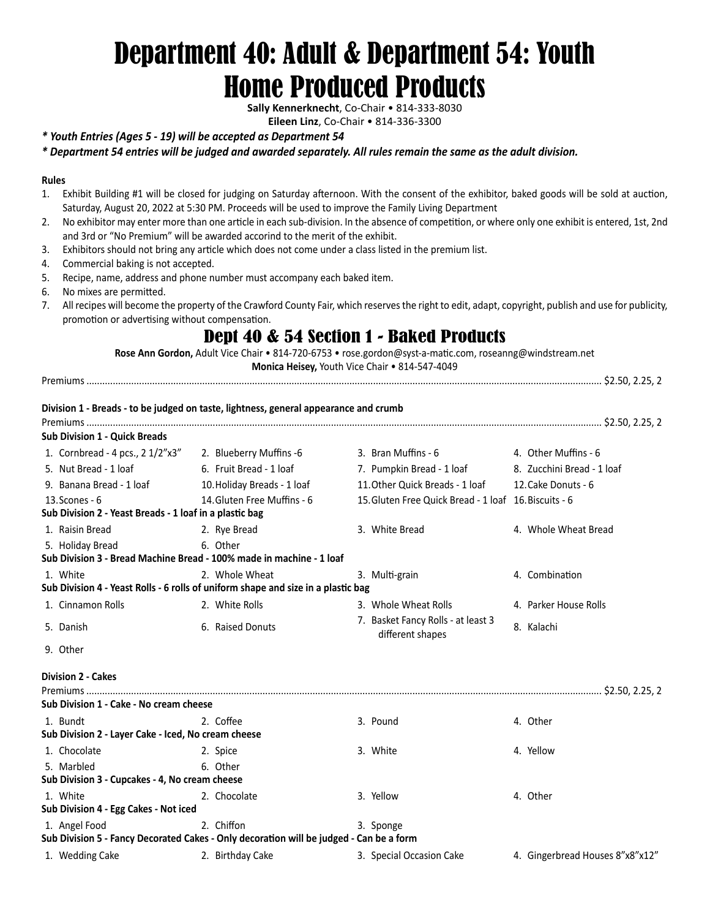# Department 40: Adult & Department 54: Youth Home Produced Products

**Sally Kennerknecht**, Co-Chair • 814-333-8030
**Eileen Linz**, Co-Chair • 814-336-3300

***\* Youth Entries (Ages 5 - 19) will be accepted as Department 54***

***\* Department 54 entries will be judged and awarded separately. All rules remain the same as the adult division.***

**Rules**

1. Exhibit Building #1 will be closed for judging on Saturday afternoon. With the consent of the exhibitor, baked goods will be sold at auction, Saturday, August 20, 2022 at 5:30 PM. Proceeds will be used to improve the Family Living Department
2. No exhibitor may enter more than one article in each sub-division. In the absence of competition, or where only one exhibit is entered, 1st, 2nd and 3rd or "No Premium" will be awarded accorind to the merit of the exhibit.
3. Exhibitors should not bring any article which does not come under a class listed in the premium list.
4. Commercial baking is not accepted.
5. Recipe, name, address and phone number must accompany each baked item.
6. No mixes are permitted.
7. All recipes will become the property of the Crawford County Fair, which reserves the right to edit, adapt, copyright, publish and use for publicity, promotion or advertising without compensation.

## Dept 40 & 54 Section 1 - Baked Products

**Rose Ann Gordon,** Adult Vice Chair • 814-720-6753 • rose.gordon@syst-a-matic.com, roseanng@windstream.net
**Monica Heisey,** Youth Vice Chair • 814-547-4049

Premiums ........................................................ $2.50, 2.25, 2

**Division 1 - Breads - to be judged on taste, lightness, general appearance and crumb**

Premiums ........................................................ $2.50, 2.25, 2

**Sub Division 1 - Quick Breads**

1. Cornbread - 4 pcs., 2 1/2"x3"
2. Blueberry Muffins -6
3. Bran Muffins - 6
4. Other Muffins - 6
5. Nut Bread - 1 loaf
6. Fruit Bread - 1 loaf
7. Pumpkin Bread - 1 loaf
8. Zucchini Bread - 1 loaf
9. Banana Bread - 1 loaf
10. Holiday Breads - 1 loaf
11. Other Quick Breads - 1 loaf
12. Cake Donuts - 6
13. Scones - 6
14. Gluten Free Muffins - 6
15. Gluten Free Quick Bread - 1 loaf
16. Biscuits - 6

**Sub Division 2 - Yeast Breads - 1 loaf in a plastic bag**

1. Raisin Bread
2. Rye Bread
3. White Bread
4. Whole Wheat Bread
5. Holiday Bread
6. Other

**Sub Division 3 - Bread Machine Bread - 100% made in machine - 1 loaf**

1. White
2. Whole Wheat
3. Multi-grain
4. Combination

**Sub Division 4 - Yeast Rolls - 6 rolls of uniform shape and size in a plastic bag**

1. Cinnamon Rolls
2. White Rolls
3. Whole Wheat Rolls
4. Parker House Rolls
5. Danish
6. Raised Donuts
7. Basket Fancy Rolls - at least 3 different shapes
8. Kalachi
9. Other

**Division 2 - Cakes**

Premiums ........................................................ $2.50, 2.25, 2

**Sub Division 1 - Cake - No cream cheese**

1. Bundt
2. Coffee
3. Pound
4. Other

**Sub Division 2 - Layer Cake - Iced, No cream cheese**

1. Chocolate
2. Spice
3. White
4. Yellow
5. Marbled
6. Other

**Sub Division 3 - Cupcakes - 4, No cream cheese**

1. White
2. Chocolate
3. Yellow
4. Other

**Sub Division 4 - Egg Cakes - Not iced**

1. Angel Food
2. Chiffon
3. Sponge

**Sub Division 5 - Fancy Decorated Cakes - Only decoration will be judged - Can be a form**

1. Wedding Cake
2. Birthday Cake
3. Special Occasion Cake
4. Gingerbread Houses 8"x8"x12"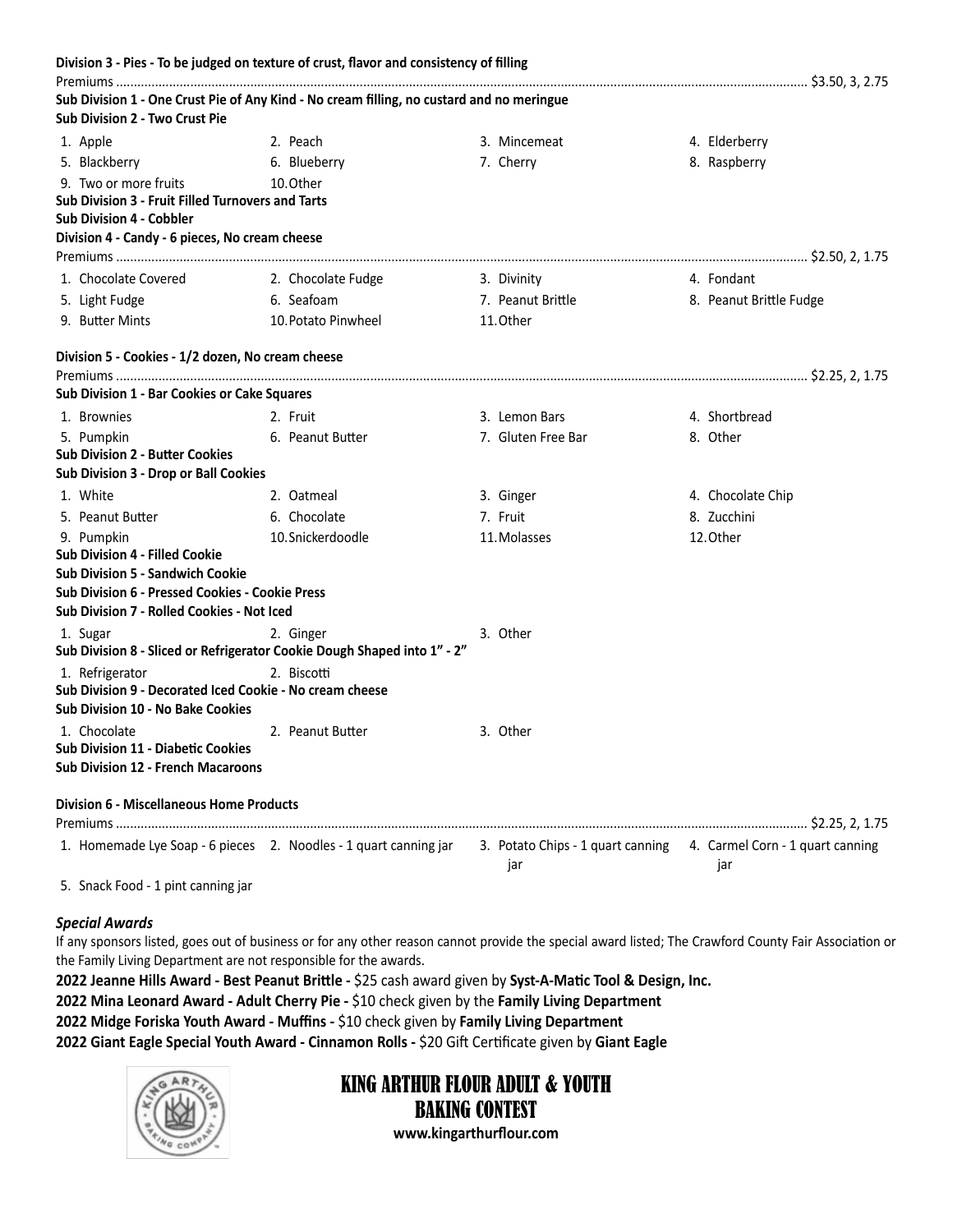**Division 3 - Pies - To be judged on texture of crust, flavor and consistency of filling**

Premiums ........................................................................................ $3.50, 3, 2.75

**Sub Division 1 - One Crust Pie of Any Kind - No cream filling, no custard and no meringue**

**Sub Division 2 - Two Crust Pie**

| | | | |
|---|---|---|---|
| 1. Apple | 2. Peach | 3. Mincemeat | 4. Elderberry |
| 5. Blackberry | 6. Blueberry | 7. Cherry | 8. Raspberry |
| 9. Two or more fruits | 10. Other | | |

**Sub Division 3 - Fruit Filled Turnovers and Tarts**

**Sub Division 4 - Cobbler**

**Division 4 - Candy - 6 pieces, No cream cheese**

Premiums ........................................................................................ $2.50, 2, 1.75

| | | | |
|---|---|---|---|
| 1. Chocolate Covered | 2. Chocolate Fudge | 3. Divinity | 4. Fondant |
| 5. Light Fudge | 6. Seafoam | 7. Peanut Brittle | 8. Peanut Brittle Fudge |
| 9. Butter Mints | 10. Potato Pinwheel | 11. Other | |

**Division 5 - Cookies - 1/2 dozen, No cream cheese**

Premiums ........................................................................................ $2.25, 2, 1.75

**Sub Division 1 - Bar Cookies or Cake Squares**

| | | | |
|---|---|---|---|
| 1. Brownies | 2. Fruit | 3. Lemon Bars | 4. Shortbread |
| 5. Pumpkin | 6. Peanut Butter | 7. Gluten Free Bar | 8. Other |

**Sub Division 2 - Butter Cookies**

**Sub Division 3 - Drop or Ball Cookies**

| | | | |
|---|---|---|---|
| 1. White | 2. Oatmeal | 3. Ginger | 4. Chocolate Chip |
| 5. Peanut Butter | 6. Chocolate | 7. Fruit | 8. Zucchini |
| 9. Pumpkin | 10. Snickerdoodle | 11. Molasses | 12. Other |

**Sub Division 4 - Filled Cookie**

**Sub Division 5 - Sandwich Cookie**

**Sub Division 6 - Pressed Cookies - Cookie Press**

**Sub Division 7 - Rolled Cookies - Not Iced**

| | | |
|---|---|---|
| 1. Sugar | 2. Ginger | 3. Other |

**Sub Division 8 - Sliced or Refrigerator Cookie Dough Shaped into 1" - 2"**

| | |
|---|---|
| 1. Refrigerator | 2. Biscotti |

**Sub Division 9 - Decorated Iced Cookie - No cream cheese**

**Sub Division 10 - No Bake Cookies**

| | | |
|---|---|---|
| 1. Chocolate | 2. Peanut Butter | 3. Other |

**Sub Division 11 - Diabetic Cookies**

**Sub Division 12 - French Macaroons**

**Division 6 - Miscellaneous Home Products**

Premiums ........................................................................................ $2.25, 2, 1.75

| | | | |
|---|---|---|---|
| 1. Homemade Lye Soap - 6 pieces | 2. Noodles - 1 quart canning jar | 3. Potato Chips - 1 quart canning jar | 4. Carmel Corn - 1 quart canning jar |
| 5. Snack Food - 1 pint canning jar | | | |

***Special Awards***

If any sponsors listed, goes out of business or for any other reason cannot provide the special award listed; The Crawford County Fair Association or the Family Living Department are not responsible for the awards.

**2022 Jeanne Hills Award - Best Peanut Brittle -** $25 cash award given by **Syst-A-Matic Tool & Design, Inc.**

**2022 Mina Leonard Award - Adult Cherry Pie -** $10 check given by the **Family Living Department**

**2022 Midge Foriska Youth Award - Muffins -** $10 check given by **Family Living Department**

**2022 Giant Eagle Special Youth Award - Cinnamon Rolls -** $20 Gift Certificate given by **Giant Eagle**

## KING ARTHUR FLOUR ADULT & YOUTH BAKING CONTEST

**www.kingarthurflour.com**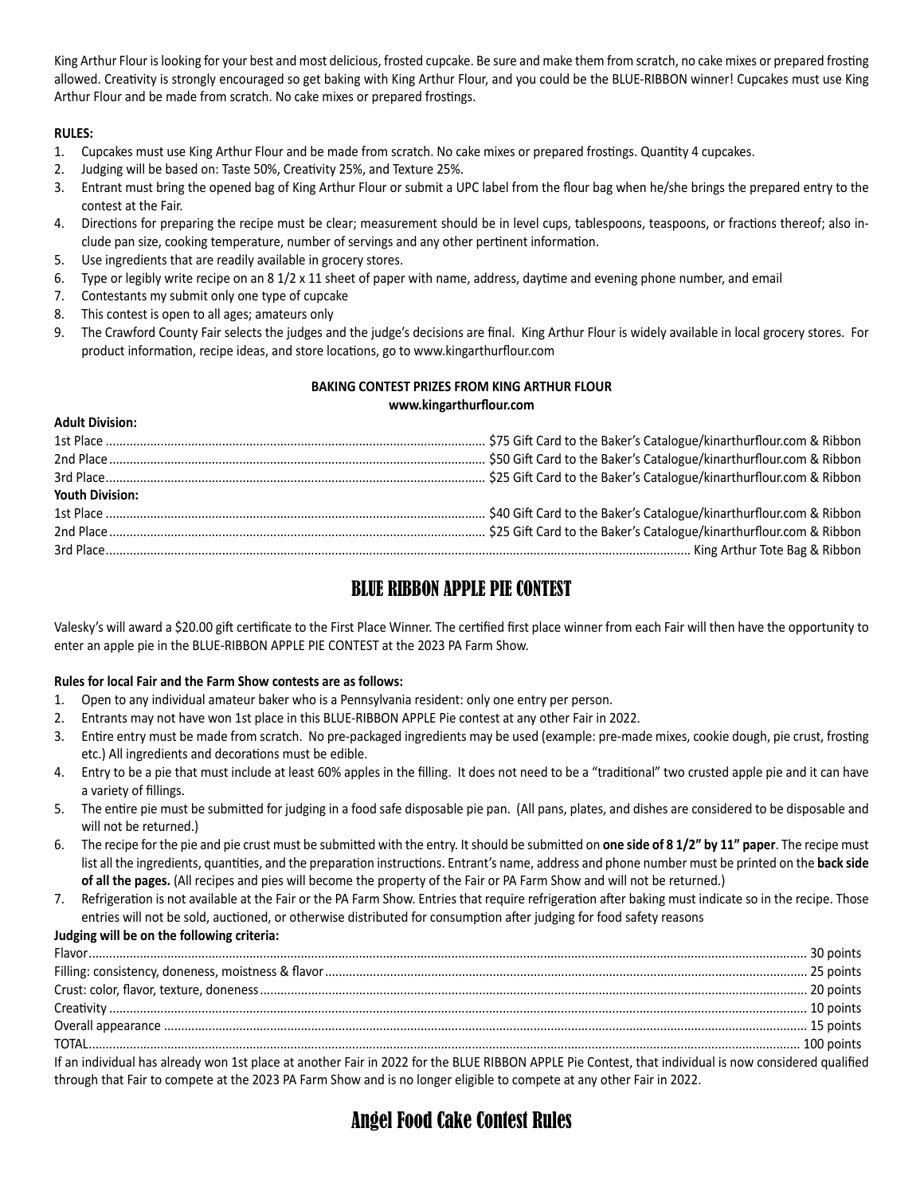King Arthur Flour is looking for your best and most delicious, frosted cupcake. Be sure and make them from scratch, no cake mixes or prepared frosting allowed. Creativity is strongly encouraged so get baking with King Arthur Flour, and you could be the BLUE-RIBBON winner! Cupcakes must use King Arthur Flour and be made from scratch. No cake mixes or prepared frostings.

**RULES:**

1. Cupcakes must use King Arthur Flour and be made from scratch. No cake mixes or prepared frostings. Quantity 4 cupcakes.
2. Judging will be based on: Taste 50%, Creativity 25%, and Texture 25%.
3. Entrant must bring the opened bag of King Arthur Flour or submit a UPC label from the flour bag when he/she brings the prepared entry to the contest at the Fair.
4. Directions for preparing the recipe must be clear; measurement should be in level cups, tablespoons, teaspoons, or fractions thereof; also include pan size, cooking temperature, number of servings and any other pertinent information.
5. Use ingredients that are readily available in grocery stores.
6. Type or legibly write recipe on an 8 1/2 x 11 sheet of paper with name, address, daytime and evening phone number, and email
7. Contestants my submit only one type of cupcake
8. This contest is open to all ages; amateurs only
9. The Crawford County Fair selects the judges and the judge's decisions are final. King Arthur Flour is widely available in local grocery stores. For product information, recipe ideas, and store locations, go to www.kingarthurflour.com

**BAKING CONTEST PRIZES FROM KING ARTHUR FLOUR**
**www.kingarthurflour.com**

**Adult Division:**

| | |
|---|---|
| 1st Place | $75 Gift Card to the Baker's Catalogue/kinarthurflour.com & Ribbon |
| 2nd Place | $50 Gift Card to the Baker's Catalogue/kinarthurflour.com & Ribbon |
| 3rd Place | $25 Gift Card to the Baker's Catalogue/kinarthurflour.com & Ribbon |

**Youth Division:**

| | |
|---|---|
| 1st Place | $40 Gift Card to the Baker's Catalogue/kinarthurflour.com & Ribbon |
| 2nd Place | $25 Gift Card to the Baker's Catalogue/kinarthurflour.com & Ribbon |
| 3rd Place | King Arthur Tote Bag & Ribbon |

## BLUE RIBBON APPLE PIE CONTEST

Valesky's will award a $20.00 gift certificate to the First Place Winner. The certified first place winner from each Fair will then have the opportunity to enter an apple pie in the BLUE-RIBBON APPLE PIE CONTEST at the 2023 PA Farm Show.

**Rules for local Fair and the Farm Show contests are as follows:**

1. Open to any individual amateur baker who is a Pennsylvania resident: only one entry per person.
2. Entrants may not have won 1st place in this BLUE-RIBBON APPLE Pie contest at any other Fair in 2022.
3. Entire entry must be made from scratch. No pre-packaged ingredients may be used (example: pre-made mixes, cookie dough, pie crust, frosting etc.) All ingredients and decorations must be edible.
4. Entry to be a pie that must include at least 60% apples in the filling. It does not need to be a "traditional" two crusted apple pie and it can have a variety of fillings.
5. The entire pie must be submitted for judging in a food safe disposable pie pan. (All pans, plates, and dishes are considered to be disposable and will not be returned.)
6. The recipe for the pie and pie crust must be submitted with the entry. It should be submitted on **one side of 8 1/2" by 11" paper**. The recipe must list all the ingredients, quantities, and the preparation instructions. Entrant's name, address and phone number must be printed on the **back side of all the pages.** (All recipes and pies will become the property of the Fair or PA Farm Show and will not be returned.)
7. Refrigeration is not available at the Fair or the PA Farm Show. Entries that require refrigeration after baking must indicate so in the recipe. Those entries will not be sold, auctioned, or otherwise distributed for consumption after judging for food safety reasons

**Judging will be on the following criteria:**

| | |
|---|---|
| Flavor | 30 points |
| Filling: consistency, doneness, moistness & flavor | 25 points |
| Crust: color, flavor, texture, doneness | 20 points |
| Creativity | 10 points |
| Overall appearance | 15 points |
| TOTAL | 100 points |

If an individual has already won 1st place at another Fair in 2022 for the BLUE RIBBON APPLE Pie Contest, that individual is now considered qualified through that Fair to compete at the 2023 PA Farm Show and is no longer eligible to compete at any other Fair in 2022.

## Angel Food Cake Contest Rules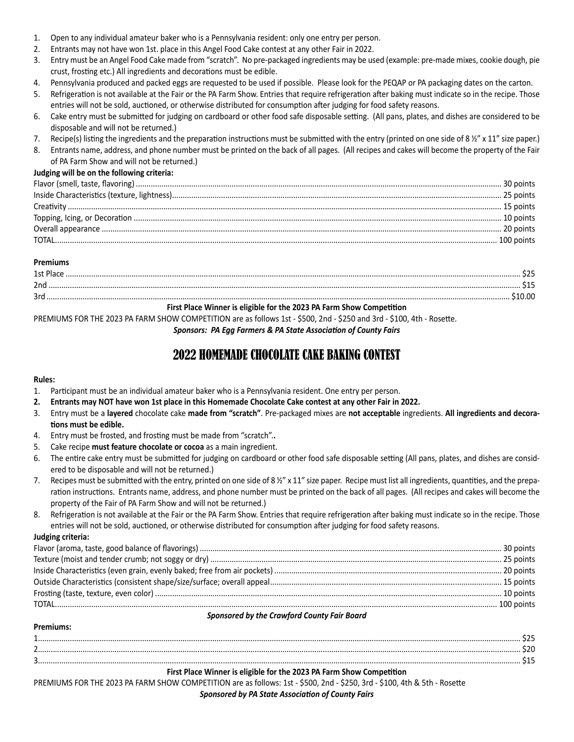1. Open to any individual amateur baker who is a Pennsylvania resident: only one entry per person.
2. Entrants may not have won 1st. place in this Angel Food Cake contest at any other Fair in 2022.
3. Entry must be an Angel Food Cake made from "scratch". No pre-packaged ingredients may be used (example: pre-made mixes, cookie dough, pie crust, frosting etc.) All ingredients and decorations must be edible.
4. Pennsylvania produced and packed eggs are requested to be used if possible. Please look for the PEQAP or PA packaging dates on the carton.
5. Refrigeration is not available at the Fair or the PA Farm Show. Entries that require refrigeration after baking must indicate so in the recipe. Those entries will not be sold, auctioned, or otherwise distributed for consumption after judging for food safety reasons.
6. Cake entry must be submitted for judging on cardboard or other food safe disposable setting. (All pans, plates, and dishes are considered to be disposable and will not be returned.)
7. Recipe(s) listing the ingredients and the preparation instructions must be submitted with the entry (printed on one side of 8 ½" x 11" size paper.)
8. Entrants name, address, and phone number must be printed on the back of all pages. (All recipes and cakes will become the property of the Fair of PA Farm Show and will not be returned.)

**Judging will be on the following criteria:**

| Criteria | Points |
|---|---|
| Flavor (smell, taste, flavoring) | 30 points |
| Inside Characteristics (texture, lightness) | 25 points |
| Creativity | 15 points |
| Topping, Icing, or Decoration | 10 points |
| Overall appearance | 20 points |
| TOTAL | 100 points |

**Premiums**

| Place | Premium |
|---|---|
| 1st Place | $25 |
| 2nd | $15 |
| 3rd | $10.00 |

**First Place Winner is eligible for the 2023 PA Farm Show Competition**

PREMIUMS FOR THE 2023 PA FARM SHOW COMPETITION are as follows 1st - $500, 2nd - $250 and 3rd - $100, 4th - Rosette.

***Sponsors: PA Egg Farmers & PA State Association of County Fairs***

## 2022 HOMEMADE CHOCOLATE CAKE BAKING CONTEST

**Rules:**

1. Participant must be an individual amateur baker who is a Pennsylvania resident. One entry per person.
2. **Entrants may NOT have won 1st place in this Homemade Chocolate Cake contest at any other Fair in 2022.**
3. Entry must be a **layered** chocolate cake **made from "scratch"**. Pre-packaged mixes are **not acceptable** ingredients. **All ingredients and decorations must be edible.**
4. Entry must be frosted, and frosting must be made from "scratch"**.**
5. Cake recipe **must feature chocolate or cocoa** as a main ingredient.
6. The entire cake entry must be submitted for judging on cardboard or other food safe disposable setting (All pans, plates, and dishes are considered to be disposable and will not be returned.)
7. Recipes must be submitted with the entry, printed on one side of 8 ½" x 11" size paper. Recipe must list all ingredients, quantities, and the preparation instructions. Entrants name, address, and phone number must be printed on the back of all pages. (All recipes and cakes will become the property of the Fair of PA Farm Show and will not be returned.)
8. Refrigeration is not available at the Fair or the PA Farm Show. Entries that require refrigeration after baking must indicate so in the recipe. Those entries will not be sold, auctioned, or otherwise distributed for consumption after judging for food safety reasons.

**Judging criteria:**

| Criteria | Points |
|---|---|
| Flavor (aroma, taste, good balance of flavorings) | 30 points |
| Texture (moist and tender crumb; not soggy or dry) | 25 points |
| Inside Characteristics (even grain, evenly baked; free from air pockets) | 20 points |
| Outside Characteristics (consistent shape/size/surface; overall appeal | 15 points |
| Frosting (taste, texture, even color) | 10 points |
| TOTAL | 100 points |

***Sponsored by the Crawford County Fair Board***

**Premiums:**

| Place | Premium |
|---|---|
| 1 | $25 |
| 2 | $20 |
| 3 | $15 |

**First Place Winner is eligible for the 2023 PA Farm Show Competition**

PREMIUMS FOR THE 2023 PA FARM SHOW COMPETITION are as follows: 1st - $500, 2nd - $250, 3rd - $100, 4th & 5th - Rosette

***Sponsored by PA State Association of County Fairs***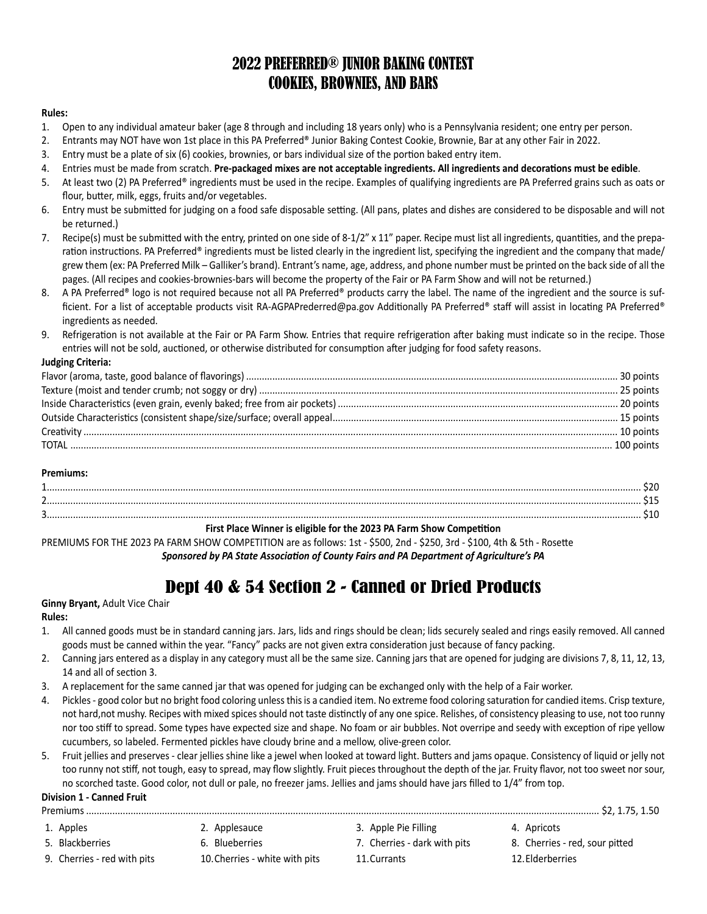# 2022 PREFERRED® JUNIOR BAKING CONTEST
# COOKIES, BROWNIES, AND BARS

**Rules:**

1. Open to any individual amateur baker (age 8 through and including 18 years only) who is a Pennsylvania resident; one entry per person.
2. Entrants may NOT have won 1st place in this PA Preferred® Junior Baking Contest Cookie, Brownie, Bar at any other Fair in 2022.
3. Entry must be a plate of six (6) cookies, brownies, or bars individual size of the portion baked entry item.
4. Entries must be made from scratch. **Pre-packaged mixes are not acceptable ingredients. All ingredients and decorations must be edible**.
5. At least two (2) PA Preferred® ingredients must be used in the recipe. Examples of qualifying ingredients are PA Preferred grains such as oats or flour, butter, milk, eggs, fruits and/or vegetables.
6. Entry must be submitted for judging on a food safe disposable setting. (All pans, plates and dishes are considered to be disposable and will not be returned.)
7. Recipe(s) must be submitted with the entry, printed on one side of 8-1/2" x 11" paper. Recipe must list all ingredients, quantities, and the preparation instructions. PA Preferred® ingredients must be listed clearly in the ingredient list, specifying the ingredient and the company that made/grew them (ex: PA Preferred Milk – Galliker's brand). Entrant's name, age, address, and phone number must be printed on the back side of all the pages. (All recipes and cookies-brownies-bars will become the property of the Fair or PA Farm Show and will not be returned.)
8. A PA Preferred® logo is not required because not all PA Preferred® products carry the label. The name of the ingredient and the source is sufficient. For a list of acceptable products visit RA-AGPAPrederred@pa.gov Additionally PA Preferred® staff will assist in locating PA Preferred® ingredients as needed.
9. Refrigeration is not available at the Fair or PA Farm Show. Entries that require refrigeration after baking must indicate so in the recipe. Those entries will not be sold, auctioned, or otherwise distributed for consumption after judging for food safety reasons.

**Judging Criteria:**

| Criteria | Points |
|---|---|
| Flavor (aroma, taste, good balance of flavorings) | 30 points |
| Texture (moist and tender crumb; not soggy or dry) | 25 points |
| Inside Characteristics (even grain, evenly baked; free from air pockets) | 20 points |
| Outside Characteristics (consistent shape/size/surface; overall appeal | 15 points |
| Creativity | 10 points |
| TOTAL | 100 points |

**Premiums:**

| Place | Premium |
|---|---|
| 1 | $20 |
| 2 | $15 |
| 3 | $10 |

**First Place Winner is eligible for the 2023 PA Farm Show Competition**

PREMIUMS FOR THE 2023 PA FARM SHOW COMPETITION are as follows: 1st - $500, 2nd - $250, 3rd - $100, 4th & 5th - Rosette

***Sponsored by PA State Association of County Fairs and PA Department of Agriculture's PA***

# Dept 40 & 54 Section 2 - Canned or Dried Products

**Ginny Bryant,** Adult Vice Chair

**Rules:**

1. All canned goods must be in standard canning jars. Jars, lids and rings should be clean; lids securely sealed and rings easily removed. All canned goods must be canned within the year. "Fancy" packs are not given extra consideration just because of fancy packing.
2. Canning jars entered as a display in any category must all be the same size. Canning jars that are opened for judging are divisions 7, 8, 11, 12, 13, 14 and all of section 3.
3. A replacement for the same canned jar that was opened for judging can be exchanged only with the help of a Fair worker.
4. Pickles - good color but no bright food coloring unless this is a candied item. No extreme food coloring saturation for candied items. Crisp texture, not hard,not mushy. Recipes with mixed spices should not taste distinctly of any one spice. Relishes, of consistency pleasing to use, not too runny nor too stiff to spread. Some types have expected size and shape. No foam or air bubbles. Not overripe and seedy with exception of ripe yellow cucumbers, so labeled. Fermented pickles have cloudy brine and a mellow, olive-green color.
5. Fruit jellies and preserves - clear jellies shine like a jewel when looked at toward light. Butters and jams opaque. Consistency of liquid or jelly not too runny not stiff, not tough, easy to spread, may flow slightly. Fruit pieces throughout the depth of the jar. Fruity flavor, not too sweet nor sour, no scorched taste. Good color, not dull or pale, no freezer jams. Jellies and jams should have jars filled to 1/4" from top.

**Division 1 - Canned Fruit**

Premiums ............ $2, 1.75, 1.50

1. Apples
2. Applesauce
3. Apple Pie Filling
4. Apricots
5. Blackberries
6. Blueberries
7. Cherries - dark with pits
8. Cherries - red, sour pitted
9. Cherries - red with pits
10. Cherries - white with pits
11. Currants
12. Elderberries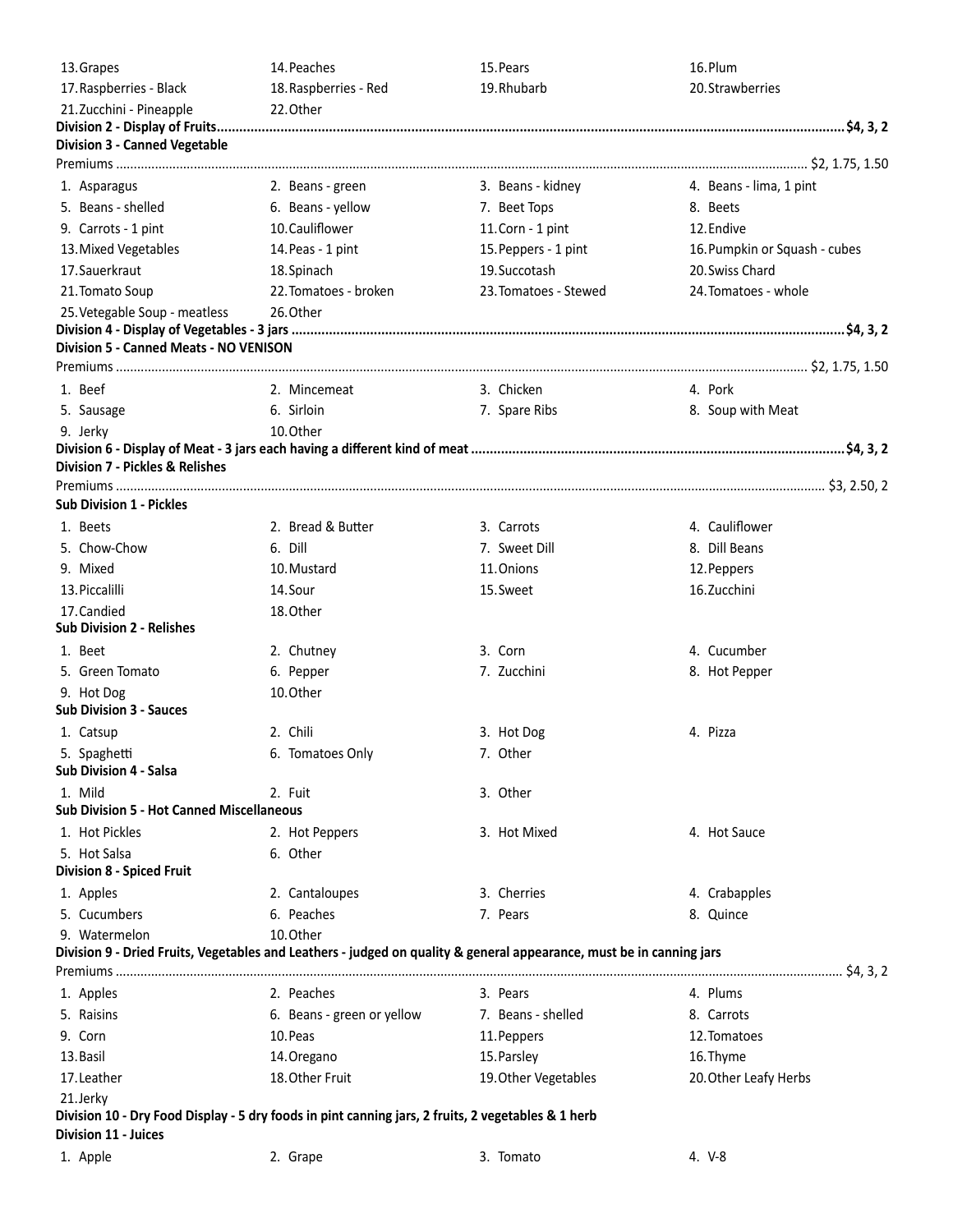| | | | |
|---|---|---|---|
| 13. Grapes | 14. Peaches | 15. Pears | 16. Plum |
| 17. Raspberries - Black | 18. Raspberries - Red | 19. Rhubarb | 20. Strawberries |
| 21. Zucchini - Pineapple | 22. Other | | |

**Division 2 - Display of Fruits.......................................................................................................$4, 3, 2**

**Division 3 - Canned Vegetable**

Premiums ................................................................................................................................ $2, 1.75, 1.50

| | | | |
|---|---|---|---|
| 1. Asparagus | 2. Beans - green | 3. Beans - kidney | 4. Beans - lima, 1 pint |
| 5. Beans - shelled | 6. Beans - yellow | 7. Beet Tops | 8. Beets |
| 9. Carrots - 1 pint | 10. Cauliflower | 11. Corn - 1 pint | 12. Endive |
| 13. Mixed Vegetables | 14. Peas - 1 pint | 15. Peppers - 1 pint | 16. Pumpkin or Squash - cubes |
| 17. Sauerkraut | 18. Spinach | 19. Succotash | 20. Swiss Chard |
| 21. Tomato Soup | 22. Tomatoes - broken | 23. Tomatoes - Stewed | 24. Tomatoes - whole |
| 25. Vetegable Soup - meatless | 26. Other | | |

**Division 4 - Display of Vegetables - 3 jars .......................................................................................$4, 3, 2**

**Division 5 - Canned Meats - NO VENISON**

Premiums ................................................................................................................................ $2, 1.75, 1.50

| | | | |
|---|---|---|---|
| 1. Beef | 2. Mincemeat | 3. Chicken | 4. Pork |
| 5. Sausage | 6. Sirloin | 7. Spare Ribs | 8. Soup with Meat |
| 9. Jerky | 10. Other | | |

**Division 6 - Display of Meat - 3 jars each having a different kind of meat ..........................................$4, 3, 2**

**Division 7 - Pickles & Relishes**

Premiums ................................................................................................................................ $3, 2.50, 2

**Sub Division 1 - Pickles**

| | | | |
|---|---|---|---|
| 1. Beets | 2. Bread & Butter | 3. Carrots | 4. Cauliflower |
| 5. Chow-Chow | 6. Dill | 7. Sweet Dill | 8. Dill Beans |
| 9. Mixed | 10. Mustard | 11. Onions | 12. Peppers |
| 13. Piccalilli | 14. Sour | 15. Sweet | 16. Zucchini |
| 17. Candied | 18. Other | | |

**Sub Division 2 - Relishes**

| | | | |
|---|---|---|---|
| 1. Beet | 2. Chutney | 3. Corn | 4. Cucumber |
| 5. Green Tomato | 6. Pepper | 7. Zucchini | 8. Hot Pepper |
| 9. Hot Dog | 10. Other | | |

**Sub Division 3 - Sauces**

| | | | |
|---|---|---|---|
| 1. Catsup | 2. Chili | 3. Hot Dog | 4. Pizza |
| 5. Spaghetti | 6. Tomatoes Only | 7. Other | |

**Sub Division 4 - Salsa**

| | | | |
|---|---|---|---|
| 1. Mild | 2. Fuit | 3. Other | |

**Sub Division 5 - Hot Canned Miscellaneous**

| | | | |
|---|---|---|---|
| 1. Hot Pickles | 2. Hot Peppers | 3. Hot Mixed | 4. Hot Sauce |
| 5. Hot Salsa | 6. Other | | |

**Division 8 - Spiced Fruit**

| | | | |
|---|---|---|---|
| 1. Apples | 2. Cantaloupes | 3. Cherries | 4. Crabapples |
| 5. Cucumbers | 6. Peaches | 7. Pears | 8. Quince |
| 9. Watermelon | 10. Other | | |

**Division 9 - Dried Fruits, Vegetables and Leathers - judged on quality & general appearance, must be in canning jars**

Premiums ................................................................................................................................ $4, 3, 2

| | | | |
|---|---|---|---|
| 1. Apples | 2. Peaches | 3. Pears | 4. Plums |
| 5. Raisins | 6. Beans - green or yellow | 7. Beans - shelled | 8. Carrots |
| 9. Corn | 10. Peas | 11. Peppers | 12. Tomatoes |
| 13. Basil | 14. Oregano | 15. Parsley | 16. Thyme |
| 17. Leather | 18. Other Fruit | 19. Other Vegetables | 20. Other Leafy Herbs |
| 21. Jerky | | | |

**Division 10 - Dry Food Display - 5 dry foods in pint canning jars, 2 fruits, 2 vegetables & 1 herb**

**Division 11 - Juices**

| | | | |
|---|---|---|---|
| 1. Apple | 2. Grape | 3. Tomato | 4. V-8 |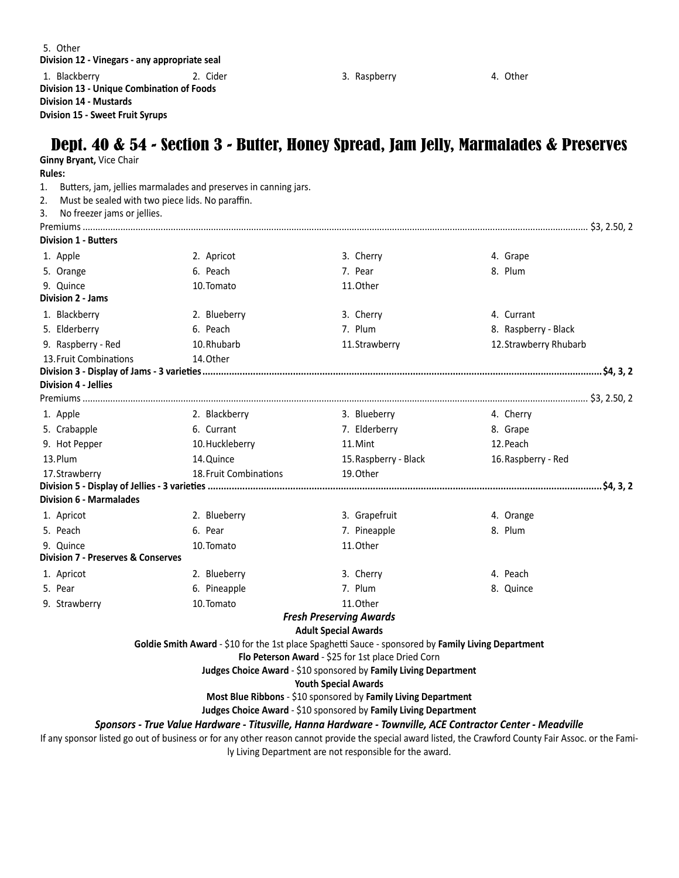5. Other

**Division 12 - Vinegars - any appropriate seal**

| | | | |
|---|---|---|---|
| 1. Blackberry | 2. Cider | 3. Raspberry | 4. Other |

**Division 13 - Unique Combination of Foods**

**Division 14 - Mustards**

**Dvision 15 - Sweet Fruit Syrups**

# Dept. 40 & 54 - Section 3 - Butter, Honey Spread, Jam Jelly, Marmalades & Preserves

**Ginny Bryant,** Vice Chair

**Rules:**

1. Butters, jam, jellies marmalades and preserves in canning jars.
2. Must be sealed with two piece lids. No paraffin.
3. No freezer jams or jellies.

Premiums ........................................ $3, 2.50, 2

**Division 1 - Butters**

| | | | |
|---|---|---|---|
| 1. Apple | 2. Apricot | 3. Cherry | 4. Grape |
| 5. Orange | 6. Peach | 7. Pear | 8. Plum |
| 9. Quince | 10. Tomato | 11. Other | |

**Division 2 - Jams**

| | | | |
|---|---|---|---|
| 1. Blackberry | 2. Blueberry | 3. Cherry | 4. Currant |
| 5. Elderberry | 6. Peach | 7. Plum | 8. Raspberry - Black |
| 9. Raspberry - Red | 10. Rhubarb | 11. Strawberry | 12. Strawberry Rhubarb |
| 13. Fruit Combinations | 14. Other | | |

**Division 3 - Display of Jams - 3 varieties ........................................ $4, 3, 2**

**Division 4 - Jellies**

Premiums ........................................ $3, 2.50, 2

| | | | |
|---|---|---|---|
| 1. Apple | 2. Blackberry | 3. Blueberry | 4. Cherry |
| 5. Crabapple | 6. Currant | 7. Elderberry | 8. Grape |
| 9. Hot Pepper | 10. Huckleberry | 11. Mint | 12. Peach |
| 13. Plum | 14. Quince | 15. Raspberry - Black | 16. Raspberry - Red |
| 17. Strawberry | 18. Fruit Combinations | 19. Other | |

**Division 5 - Display of Jellies - 3 varieties ........................................ $4, 3, 2**

**Division 6 - Marmalades**

| | | | |
|---|---|---|---|
| 1. Apricot | 2. Blueberry | 3. Grapefruit | 4. Orange |
| 5. Peach | 6. Pear | 7. Pineapple | 8. Plum |
| 9. Quince | 10. Tomato | 11. Other | |

**Division 7 - Preserves & Conserves**

| | | | |
|---|---|---|---|
| 1. Apricot | 2. Blueberry | 3. Cherry | 4. Peach |
| 5. Pear | 6. Pineapple | 7. Plum | 8. Quince |
| 9. Strawberry | 10. Tomato | 11. Other | |

***Fresh Preserving Awards***

**Adult Special Awards**

**Goldie Smith Award** - $10 for the 1st place Spaghetti Sauce - sponsored by **Family Living Department**

**Flo Peterson Award** - $25 for 1st place Dried Corn

**Judges Choice Award** - $10 sponsored by **Family Living Department**

**Youth Special Awards**

**Most Blue Ribbons** - $10 sponsored by **Family Living Department**

**Judges Choice Award** - $10 sponsored by **Family Living Department**

***Sponsors - True Value Hardware - Titusville, Hanna Hardware - Townville, ACE Contractor Center - Meadville***

If any sponsor listed go out of business or for any other reason cannot provide the special award listed, the Crawford County Fair Assoc. or the Family Living Department are not responsible for the award.